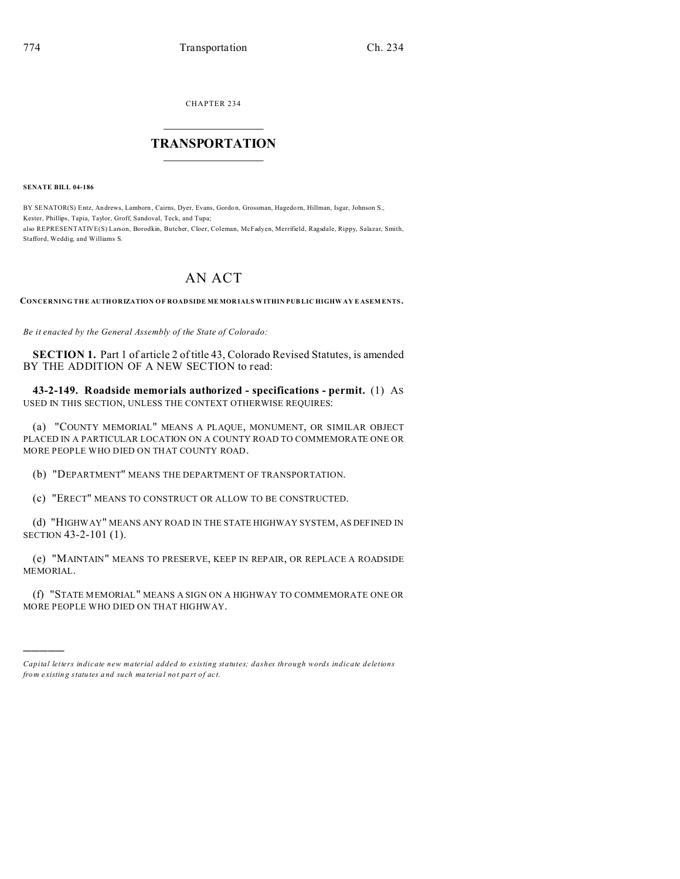CHAPTER 234

# TRANSPORTATION

**SENATE BILL 04-186**

BY SENATOR(S) Entz, Andrews, Lamborn, Cairns, Dyer, Evans, Gordon, Grossman, Hagedorn, Hillman, Isgar, Johnson S., Kester, Phillips, Tapia, Taylor, Groff, Sandoval, Teck, and Tupa;
also REPRESENTATIVE(S) Larson, Borodkin, Butcher, Cloer, Coleman, McFadyen, Merrifield, Ragsdale, Rippy, Salazar, Smith, Stafford, Weddig, and Williams S.

# AN ACT

**CONCERNING THE AUTHORIZATION OF ROADSIDE MEMORIALS WITHIN PUBLIC HIGHWAY EASEMENTS.**

*Be it enacted by the General Assembly of the State of Colorado:*

**SECTION 1.** Part 1 of article 2 of title 43, Colorado Revised Statutes, is amended BY THE ADDITION OF A NEW SECTION to read:

**43-2-149. Roadside memorials authorized - specifications - permit.** (1) AS USED IN THIS SECTION, UNLESS THE CONTEXT OTHERWISE REQUIRES:

(a) "COUNTY MEMORIAL" MEANS A PLAQUE, MONUMENT, OR SIMILAR OBJECT PLACED IN A PARTICULAR LOCATION ON A COUNTY ROAD TO COMMEMORATE ONE OR MORE PEOPLE WHO DIED ON THAT COUNTY ROAD.

(b) "DEPARTMENT" MEANS THE DEPARTMENT OF TRANSPORTATION.

(c) "ERECT" MEANS TO CONSTRUCT OR ALLOW TO BE CONSTRUCTED.

(d) "HIGHWAY" MEANS ANY ROAD IN THE STATE HIGHWAY SYSTEM, AS DEFINED IN SECTION 43-2-101 (1).

(e) "MAINTAIN" MEANS TO PRESERVE, KEEP IN REPAIR, OR REPLACE A ROADSIDE MEMORIAL.

(f) "STATE MEMORIAL" MEANS A SIGN ON A HIGHWAY TO COMMEMORATE ONE OR MORE PEOPLE WHO DIED ON THAT HIGHWAY.

---

*Capital letters indicate new material added to existing statutes; dashes through words indicate deletions from existing statutes and such material not part of act.*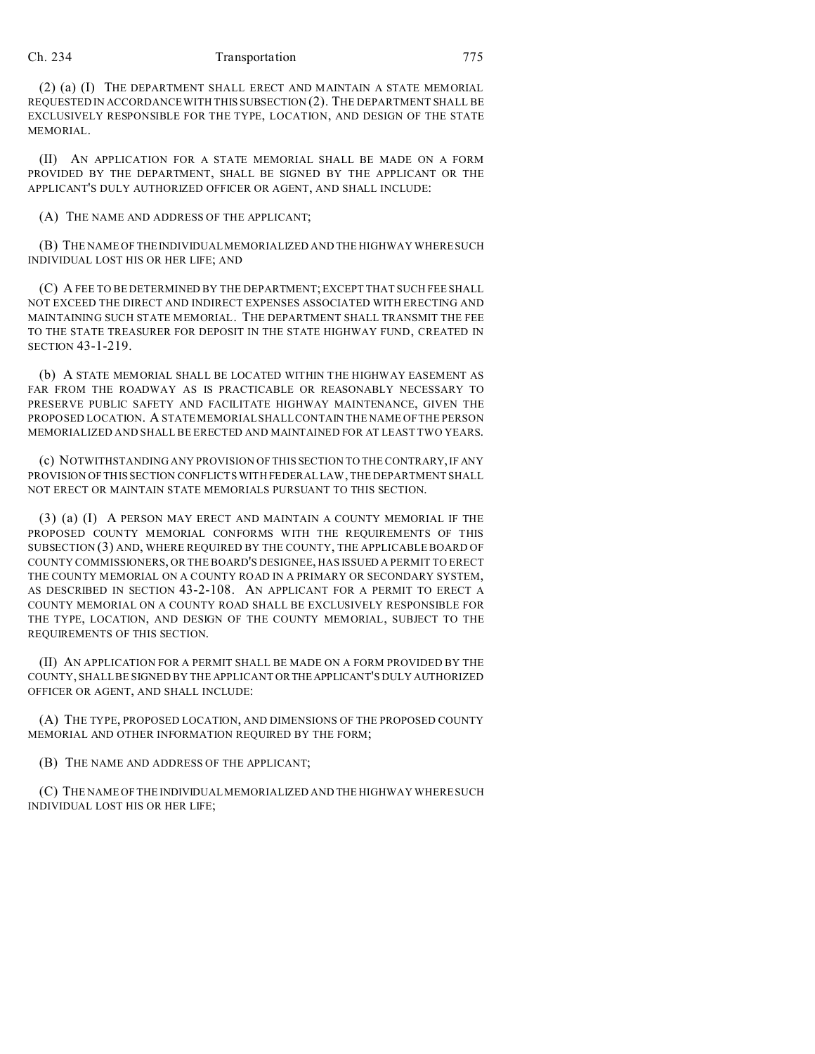(2) (a) (I) THE DEPARTMENT SHALL ERECT AND MAINTAIN A STATE MEMORIAL REQUESTED IN ACCORDANCE WITH THIS SUBSECTION (2). THE DEPARTMENT SHALL BE EXCLUSIVELY RESPONSIBLE FOR THE TYPE, LOCATION, AND DESIGN OF THE STATE MEMORIAL.

(II) AN APPLICATION FOR A STATE MEMORIAL SHALL BE MADE ON A FORM PROVIDED BY THE DEPARTMENT, SHALL BE SIGNED BY THE APPLICANT OR THE APPLICANT'S DULY AUTHORIZED OFFICER OR AGENT, AND SHALL INCLUDE:

(A) THE NAME AND ADDRESS OF THE APPLICANT;

(B) THE NAME OF THE INDIVIDUAL MEMORIALIZED AND THE HIGHWAY WHERE SUCH INDIVIDUAL LOST HIS OR HER LIFE; AND

(C) A FEE TO BE DETERMINED BY THE DEPARTMENT; EXCEPT THAT SUCH FEE SHALL NOT EXCEED THE DIRECT AND INDIRECT EXPENSES ASSOCIATED WITH ERECTING AND MAINTAINING SUCH STATE MEMORIAL. THE DEPARTMENT SHALL TRANSMIT THE FEE TO THE STATE TREASURER FOR DEPOSIT IN THE STATE HIGHWAY FUND, CREATED IN SECTION 43-1-219.

(b) A STATE MEMORIAL SHALL BE LOCATED WITHIN THE HIGHWAY EASEMENT AS FAR FROM THE ROADWAY AS IS PRACTICABLE OR REASONABLY NECESSARY TO PRESERVE PUBLIC SAFETY AND FACILITATE HIGHWAY MAINTENANCE, GIVEN THE PROPOSED LOCATION. A STATE MEMORIAL SHALL CONTAIN THE NAME OF THE PERSON MEMORIALIZED AND SHALL BE ERECTED AND MAINTAINED FOR AT LEAST TWO YEARS.

(c) NOTWITHSTANDING ANY PROVISION OF THIS SECTION TO THE CONTRARY, IF ANY PROVISION OF THIS SECTION CONFLICTS WITH FEDERAL LAW, THE DEPARTMENT SHALL NOT ERECT OR MAINTAIN STATE MEMORIALS PURSUANT TO THIS SECTION.

(3) (a) (I) A PERSON MAY ERECT AND MAINTAIN A COUNTY MEMORIAL IF THE PROPOSED COUNTY MEMORIAL CONFORMS WITH THE REQUIREMENTS OF THIS SUBSECTION (3) AND, WHERE REQUIRED BY THE COUNTY, THE APPLICABLE BOARD OF COUNTY COMMISSIONERS, OR THE BOARD'S DESIGNEE, HAS ISSUED A PERMIT TO ERECT THE COUNTY MEMORIAL ON A COUNTY ROAD IN A PRIMARY OR SECONDARY SYSTEM, AS DESCRIBED IN SECTION 43-2-108. AN APPLICANT FOR A PERMIT TO ERECT A COUNTY MEMORIAL ON A COUNTY ROAD SHALL BE EXCLUSIVELY RESPONSIBLE FOR THE TYPE, LOCATION, AND DESIGN OF THE COUNTY MEMORIAL, SUBJECT TO THE REQUIREMENTS OF THIS SECTION.

(II) AN APPLICATION FOR A PERMIT SHALL BE MADE ON A FORM PROVIDED BY THE COUNTY, SHALL BE SIGNED BY THE APPLICANT OR THE APPLICANT'S DULY AUTHORIZED OFFICER OR AGENT, AND SHALL INCLUDE:

(A) THE TYPE, PROPOSED LOCATION, AND DIMENSIONS OF THE PROPOSED COUNTY MEMORIAL AND OTHER INFORMATION REQUIRED BY THE FORM;

(B) THE NAME AND ADDRESS OF THE APPLICANT;

(C) THE NAME OF THE INDIVIDUAL MEMORIALIZED AND THE HIGHWAY WHERE SUCH INDIVIDUAL LOST HIS OR HER LIFE;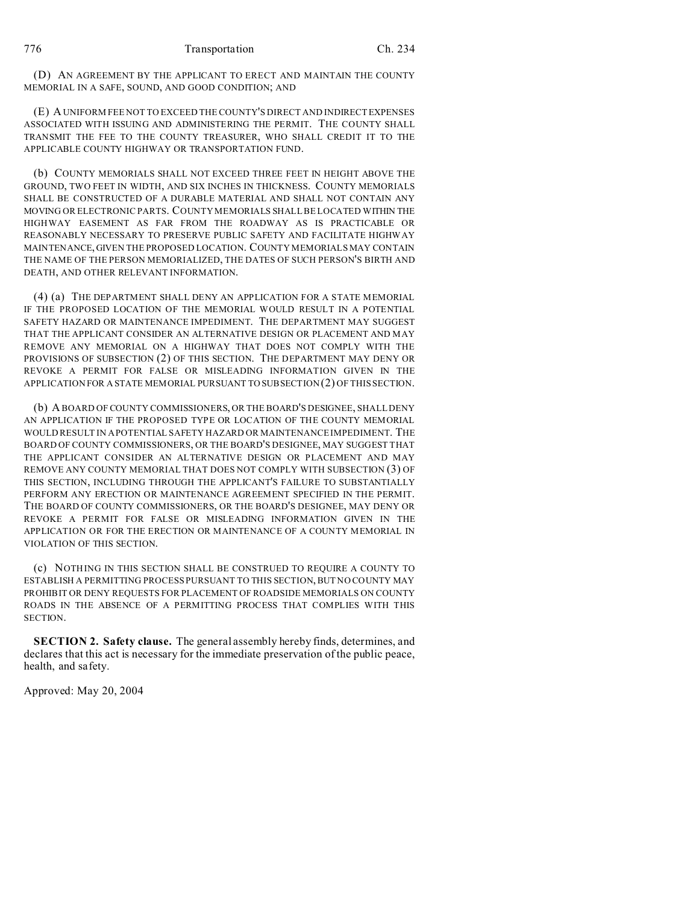(D) AN AGREEMENT BY THE APPLICANT TO ERECT AND MAINTAIN THE COUNTY MEMORIAL IN A SAFE, SOUND, AND GOOD CONDITION; AND

(E) A UNIFORM FEE NOT TO EXCEED THE COUNTY'S DIRECT AND INDIRECT EXPENSES ASSOCIATED WITH ISSUING AND ADMINISTERING THE PERMIT. THE COUNTY SHALL TRANSMIT THE FEE TO THE COUNTY TREASURER, WHO SHALL CREDIT IT TO THE APPLICABLE COUNTY HIGHWAY OR TRANSPORTATION FUND.

(b) COUNTY MEMORIALS SHALL NOT EXCEED THREE FEET IN HEIGHT ABOVE THE GROUND, TWO FEET IN WIDTH, AND SIX INCHES IN THICKNESS. COUNTY MEMORIALS SHALL BE CONSTRUCTED OF A DURABLE MATERIAL AND SHALL NOT CONTAIN ANY MOVING OR ELECTRONIC PARTS. COUNTY MEMORIALS SHALL BE LOCATED WITHIN THE HIGHWAY EASEMENT AS FAR FROM THE ROADWAY AS IS PRACTICABLE OR REASONABLY NECESSARY TO PRESERVE PUBLIC SAFETY AND FACILITATE HIGHWAY MAINTENANCE, GIVEN THE PROPOSED LOCATION. COUNTY MEMORIALS MAY CONTAIN THE NAME OF THE PERSON MEMORIALIZED, THE DATES OF SUCH PERSON'S BIRTH AND DEATH, AND OTHER RELEVANT INFORMATION.

(4) (a) THE DEPARTMENT SHALL DENY AN APPLICATION FOR A STATE MEMORIAL IF THE PROPOSED LOCATION OF THE MEMORIAL WOULD RESULT IN A POTENTIAL SAFETY HAZARD OR MAINTENANCE IMPEDIMENT. THE DEPARTMENT MAY SUGGEST THAT THE APPLICANT CONSIDER AN ALTERNATIVE DESIGN OR PLACEMENT AND MAY REMOVE ANY MEMORIAL ON A HIGHWAY THAT DOES NOT COMPLY WITH THE PROVISIONS OF SUBSECTION (2) OF THIS SECTION. THE DEPARTMENT MAY DENY OR REVOKE A PERMIT FOR FALSE OR MISLEADING INFORMATION GIVEN IN THE APPLICATION FOR A STATE MEMORIAL PURSUANT TO SUBSECTION (2) OF THIS SECTION.

(b) A BOARD OF COUNTY COMMISSIONERS, OR THE BOARD'S DESIGNEE, SHALL DENY AN APPLICATION IF THE PROPOSED TYPE OR LOCATION OF THE COUNTY MEMORIAL WOULD RESULT IN A POTENTIAL SAFETY HAZARD OR MAINTENANCE IMPEDIMENT. THE BOARD OF COUNTY COMMISSIONERS, OR THE BOARD'S DESIGNEE, MAY SUGGEST THAT THE APPLICANT CONSIDER AN ALTERNATIVE DESIGN OR PLACEMENT AND MAY REMOVE ANY COUNTY MEMORIAL THAT DOES NOT COMPLY WITH SUBSECTION (3) OF THIS SECTION, INCLUDING THROUGH THE APPLICANT'S FAILURE TO SUBSTANTIALLY PERFORM ANY ERECTION OR MAINTENANCE AGREEMENT SPECIFIED IN THE PERMIT. THE BOARD OF COUNTY COMMISSIONERS, OR THE BOARD'S DESIGNEE, MAY DENY OR REVOKE A PERMIT FOR FALSE OR MISLEADING INFORMATION GIVEN IN THE APPLICATION OR FOR THE ERECTION OR MAINTENANCE OF A COUNTY MEMORIAL IN VIOLATION OF THIS SECTION.

(c) NOTHING IN THIS SECTION SHALL BE CONSTRUED TO REQUIRE A COUNTY TO ESTABLISH A PERMITTING PROCESS PURSUANT TO THIS SECTION, BUT NO COUNTY MAY PROHIBIT OR DENY REQUESTS FOR PLACEMENT OF ROADSIDE MEMORIALS ON COUNTY ROADS IN THE ABSENCE OF A PERMITTING PROCESS THAT COMPLIES WITH THIS SECTION.

**SECTION 2. Safety clause.** The general assembly hereby finds, determines, and declares that this act is necessary for the immediate preservation of the public peace, health, and safety.

Approved: May 20, 2004